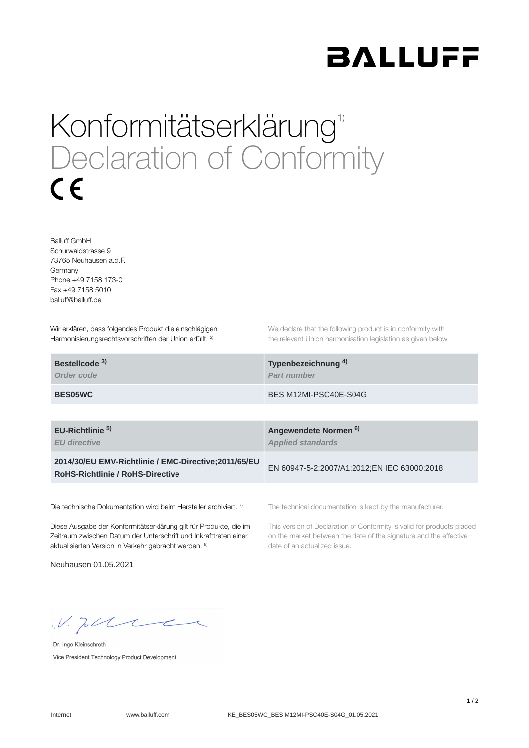BALLUFF

# Konformitätserklärung[1)]
# Declaration of Conformity

CE

Balluff GmbH
Schurwaldstrasse 9
73765 Neuhausen a.d.F.
Germany
Phone +49 7158 173-0
Fax +49 7158 5010
balluff@balluff.de

Wir erklären, dass folgendes Produkt die einschlägigen Harmonisierungsrechtsvorschriften der Union erfüllt. [2)]

We declare that the following product is in conformity with the relevant Union harmonisation legislation as given below.

| **Bestellcode [3)]** *Order code* | **Typenbezeichnung [4)]** *Part number* |
|---|---|
| **BES05WC** | BES M12MI-PSC40E-S04G |

| **EU-Richtlinie [5)]** *EU directive* | **Angewendete Normen [6)]** *Applied standards* |
|---|---|
| **2014/30/EU EMV-Richtlinie / EMC-Directive;2011/65/EU RoHS-Richtlinie / RoHS-Directive** | EN 60947-5-2:2007/A1:2012;EN IEC 63000:2018 |

Die technische Dokumentation wird beim Hersteller archiviert. [7)]

The technical documentation is kept by the manufacturer.

Diese Ausgabe der Konformitätserklärung gilt für Produkte, die im Zeitraum zwischen Datum der Unterschrift und Inkrafttreten einer aktualisierten Version in Verkehr gebracht werden. [8)]

This version of Declaration of Conformity is valid for products placed on the market between the date of the signature and the effective date of an actualized issue.

Neuhausen 01.05.2021

i.V.

Dr. Ingo Kleinschroth
Vice President Technology Product Development

Internet www.balluff.com KE_BES05WC_BES M12MI-PSC40E-S04G_01.05.2021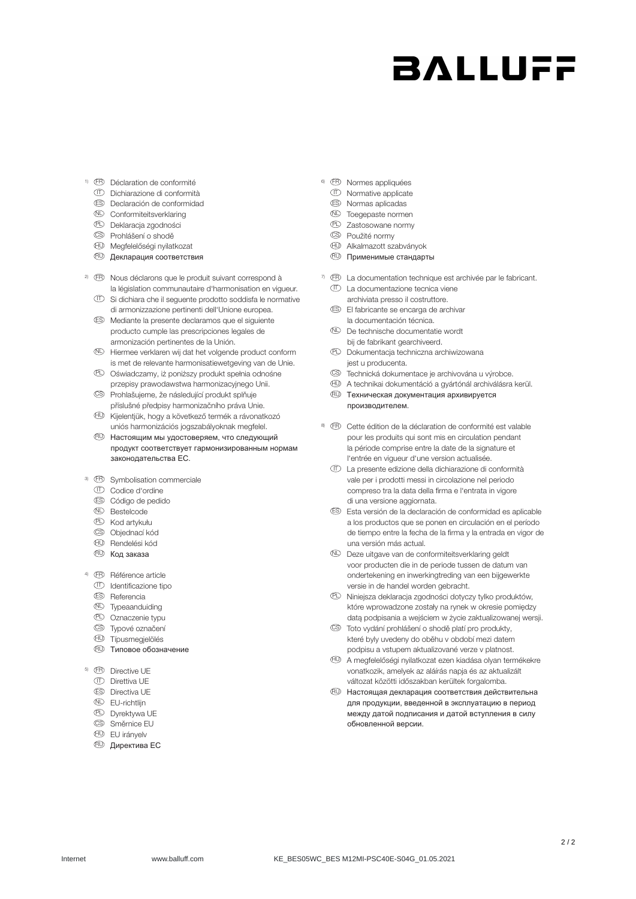BALLUFF

1) (FR) Déclaration de conformité
(IT) Dichiarazione di conformità
(ES) Declaración de conformidad
(NL) Conformiteitsverklaring
(PL) Deklaracja zgodności
(CS) Prohlášení o shodě
(HU) Megfelelőségi nyilatkozat
(RU) Декларация соответствия

2) (FR) Nous déclarons que le produit suivant correspond à la législation communautaire d'harmonisation en vigueur.
(IT) Si dichiara che il seguente prodotto soddisfa le normative di armonizzazione pertinenti dell'Unione europea.
(ES) Mediante la presente declaramos que el siguiente producto cumple las prescripciones legales de armonización pertinentes de la Unión.
(NL) Hiermee verklaren wij dat het volgende product conform is met de relevante harmonisatiewetgeving van de Unie.
(PL) Oświadczamy, iż poniższy produkt spełnia odnośne przepisy prawodawstwa harmonizacyjnego Unii.
(CS) Prohlašujeme, že následující produkt splňuje příslušné předpisy harmonizačního práva Unie.
(HU) Kijelentjük, hogy a következő termék a rávonatkozó uniós harmonizációs jogszabályoknak megfelel.
(RU) Настоящим мы удостоверяем, что следующий продукт соответствует гармонизированным нормам законодательства ЕС.

3) (FR) Symbolisation commerciale
(IT) Codice d'ordine
(ES) Código de pedido
(NL) Bestelcode
(PL) Kod artykułu
(CS) Objednací kód
(HU) Rendelési kód
(RU) Код заказа

4) (FR) Référence article
(IT) Identificazione tipo
(ES) Referencia
(NL) Typeaanduiding
(PL) Oznaczenie typu
(CS) Typové označení
(HU) Típusmegjelölés
(RU) Типовое обозначение

5) (FR) Directive UE
(IT) Direttiva UE
(ES) Directiva UE
(NL) EU-richtlijn
(PL) Dyrektywa UE
(CS) Směrnice EU
(HU) EU irányelv
(RU) Директива ЕС

6) (FR) Normes appliquées
(IT) Normative applicate
(ES) Normas aplicadas
(NL) Toegepaste normen
(PL) Zastosowane normy
(CS) Použité normy
(HU) Alkalmazott szabványok
(RU) Применимые стандарты

7) (FR) La documentation technique est archivée par le fabricant.
(IT) La documentazione tecnica viene archiviata presso il costruttore.
(ES) El fabricante se encarga de archivar la documentación técnica.
(NL) De technische documentatie wordt bij de fabrikant gearchiveerd.
(PL) Dokumentacja techniczna archiwizowana jest u producenta.
(CS) Technická dokumentace je archivována u výrobce.
(HU) A technikai dokumentáció a gyártónál archiválásra kerül.
(RU) Техническая документация архивируется производителем.

8) (FR) Cette édition de la déclaration de conformité est valable pour les produits qui sont mis en circulation pendant la période comprise entre la date de la signature et l'entrée en vigueur d'une version actualisée.
(IT) La presente edizione della dichiarazione di conformità vale per i prodotti messi in circolazione nel periodo compreso tra la data della firma e l'entrata in vigore di una versione aggiornata.
(ES) Esta versión de la declaración de conformidad es aplicable a los productos que se ponen en circulación en el período de tiempo entre la fecha de la firma y la entrada en vigor de una versión más actual.
(NL) Deze uitgave van de conformiteitsverklaring geldt voor producten die in de periode tussen de datum van ondertekening en inwerkingtreding van een bijgewerkte versie in de handel worden gebracht.
(PL) Niniejsza deklaracja zgodności dotyczy tylko produktów, które wprowadzone zostały na rynek w okresie pomiędzy datą podpisania a wejściem w życie zaktualizowanej wersji.
(CS) Toto vydání prohlášení o shodě platí pro produkty, které byly uvedeny do oběhu v období mezi datem podpisu a vstupem aktualizované verze v platnost.
(HU) A megfelelőségi nyilatkozat ezen kiadása olyan termékekre vonatkozik, amelyek az aláírás napja és az aktualizált változat közötti időszakban kerültek forgalomba.
(RU) Настоящая декларация соответствия действительна для продукции, введенной в эксплуатацию в период между датой подписания и датой вступления в силу обновленной версии.

Internet www.balluff.com KE_BES05WC_BES M12MI-PSC40E-S04G_01.05.2021